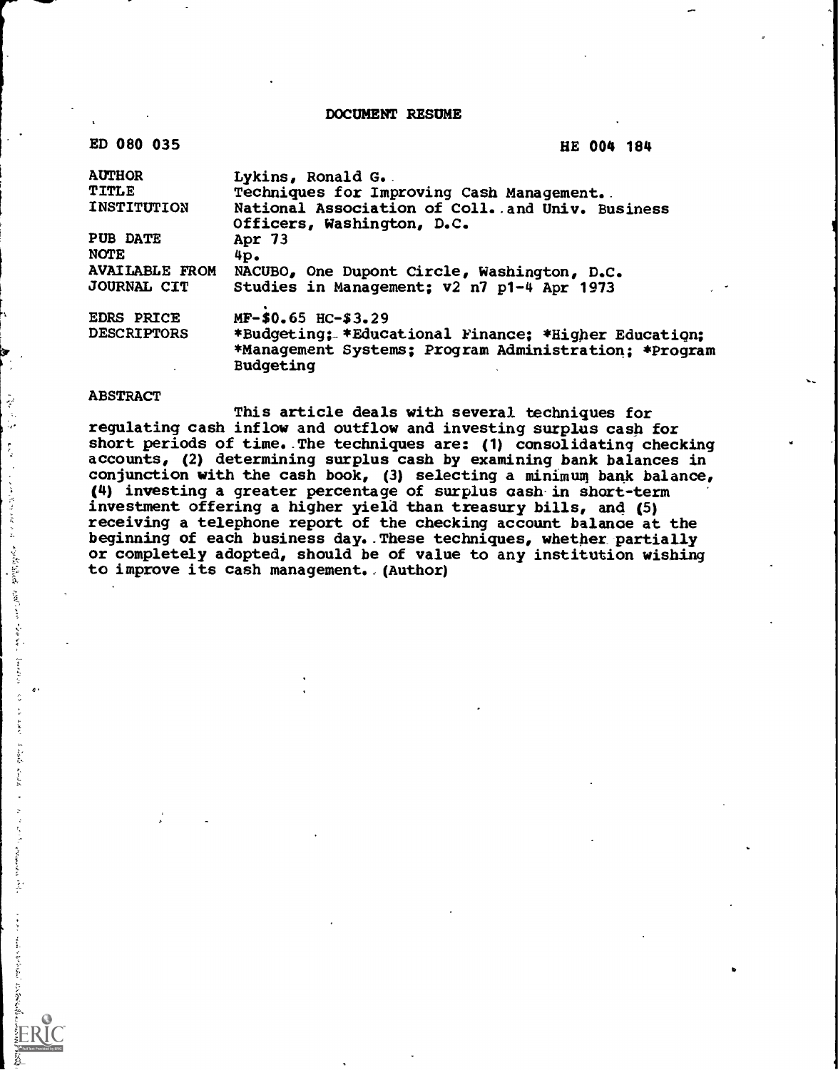# DOCUMENT RESUME

| | |
|---|---|
| ED 080 035 | HE 004 184 |
| AUTHOR | Lykins, Ronald G. |
| TITLE | Techniques for Improving Cash Management. |
| INSTITUTION | National Association of Coll. and Univ. Business Officers, Washington, D.C. |
| PUB DATE | Apr 73 |
| NOTE | 4p. |
| AVAILABLE FROM | NACUBO, One Dupont Circle, Washington, D.C. |
| JOURNAL CIT | Studies in Management; v2 n7 p1-4 Apr 1973 |
| EDRS PRICE | MF-$0.65 HC-$3.29 |
| DESCRIPTORS | *Budgeting; *Educational Finance; *Higher Education; *Management Systems; Program Administration; *Program Budgeting |

ABSTRACT

This article deals with several techniques for regulating cash inflow and outflow and investing surplus cash for short periods of time. The techniques are: (1) consolidating checking accounts, (2) determining surplus cash by examining bank balances in conjunction with the cash book, (3) selecting a minimum bank balance, (4) investing a greater percentage of surplus cash in short-term investment offering a higher yield than treasury bills, and (5) receiving a telephone report of the checking account balance at the beginning of each business day. These techniques, whether partially or completely adopted, should be of value to any institution wishing to improve its cash management. (Author)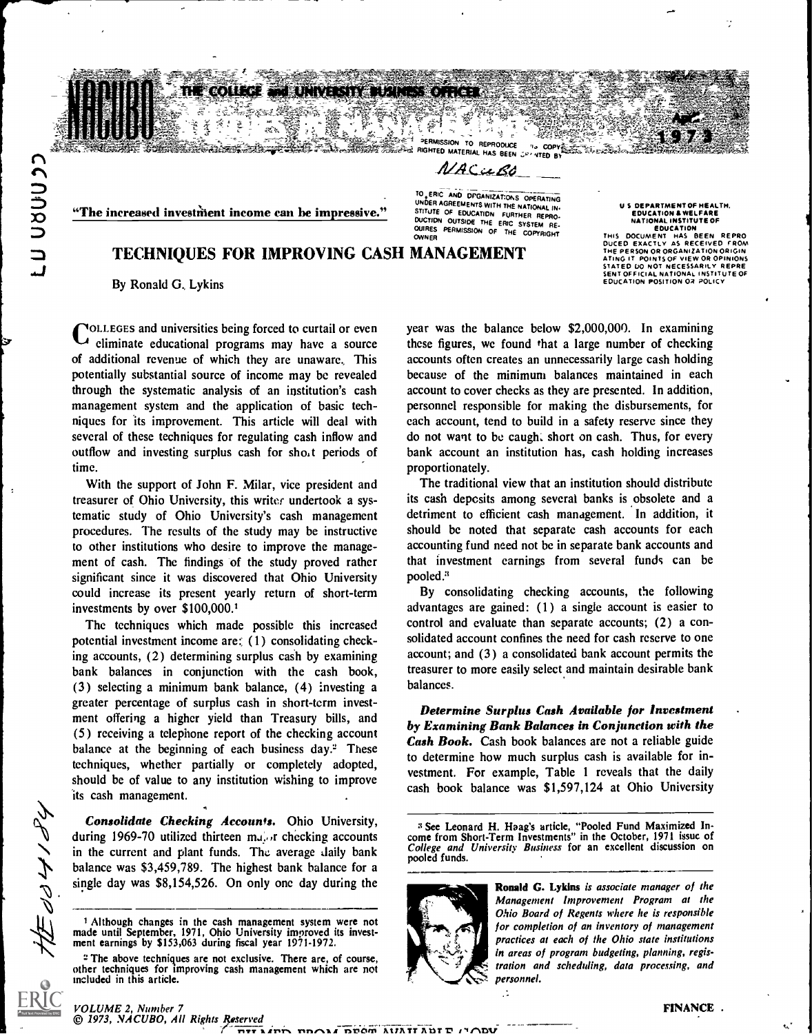"The increased investment income can be impressive."

# TECHNIQUES FOR IMPROVING CASH MANAGEMENT

By Ronald G. Lykins

COLLEGES and universities being forced to curtail or even eliminate educational programs may have a source of additional revenue of which they are unaware. This potentially substantial source of income may be revealed through the systematic analysis of an institution's cash management system and the application of basic techniques for its improvement. This article will deal with several of these techniques for regulating cash inflow and outflow and investing surplus cash for short periods of time.

With the support of John F. Milar, vice president and treasurer of Ohio University, this writer undertook a systematic study of Ohio University's cash management procedures. The results of the study may be instructive to other institutions who desire to improve the management of cash. The findings of the study proved rather significant since it was discovered that Ohio University could increase its present yearly return of short-term investments by over $100,000.[1]

The techniques which made possible this increased potential investment income are: (1) consolidating checking accounts, (2) determining surplus cash by examining bank balances in conjunction with the cash book, (3) selecting a minimum bank balance, (4) investing a greater percentage of surplus cash in short-term investment offering a higher yield than Treasury bills, and (5) receiving a telephone report of the checking account balance at the beginning of each business day.[2] These techniques, whether partially or completely adopted, should be of value to any institution wishing to improve its cash management.

***Consolidate Checking Accounts.*** Ohio University, during 1969-70 utilized thirteen major checking accounts in the current and plant funds. The average daily bank balance was $3,459,789. The highest bank balance for a single day was $8,154,526. On only one day during the year was the balance below $2,000,000. In examining these figures, we found that a large number of checking accounts often creates an unnecessarily large cash holding because of the minimum balances maintained in each account to cover checks as they are presented. In addition, personnel responsible for making the disbursements, for each account, tend to build in a safety reserve since they do not want to be caught short on cash. Thus, for every bank account an institution has, cash holding increases proportionately.

The traditional view that an institution should distribute its cash deposits among several banks is obsolete and a detriment to efficient cash management. In addition, it should be noted that separate cash accounts for each accounting fund need not be in separate bank accounts and that investment earnings from several funds can be pooled.[3]

By consolidating checking accounts, the following advantages are gained: (1) a single account is easier to control and evaluate than separate accounts; (2) a consolidated account confines the need for cash reserve to one account; and (3) a consolidated bank account permits the treasurer to more easily select and maintain desirable bank balances.

***Determine Surplus Cash Available for Investment by Examining Bank Balances in Conjunction with the Cash Book.*** Cash book balances are not a reliable guide to determine how much surplus cash is available for investment. For example, Table 1 reveals that the daily cash book balance was $1,597,124 at Ohio University

[1] Although changes in the cash management system were not made until September, 1971, Ohio University improved its investment earnings by $153,063 during fiscal year 1971-1972.

[2] The above techniques are not exclusive. There are, of course, other techniques for improving cash management which are not included in this article.

[3] See Leonard H. Haag's article, "Pooled Fund Maximized Income from Short-Term Investments" in the October, 1971 issue of *College and University Business* for an excellent discussion on pooled funds.

**Ronald G. Lykins** *is associate manager of the Management Improvement Program at the Ohio Board of Regents where he is responsible for completion of an inventory of management practices at each of the Ohio state institutions in areas of program budgeting, planning, registration and scheduling, data processing, and personnel.*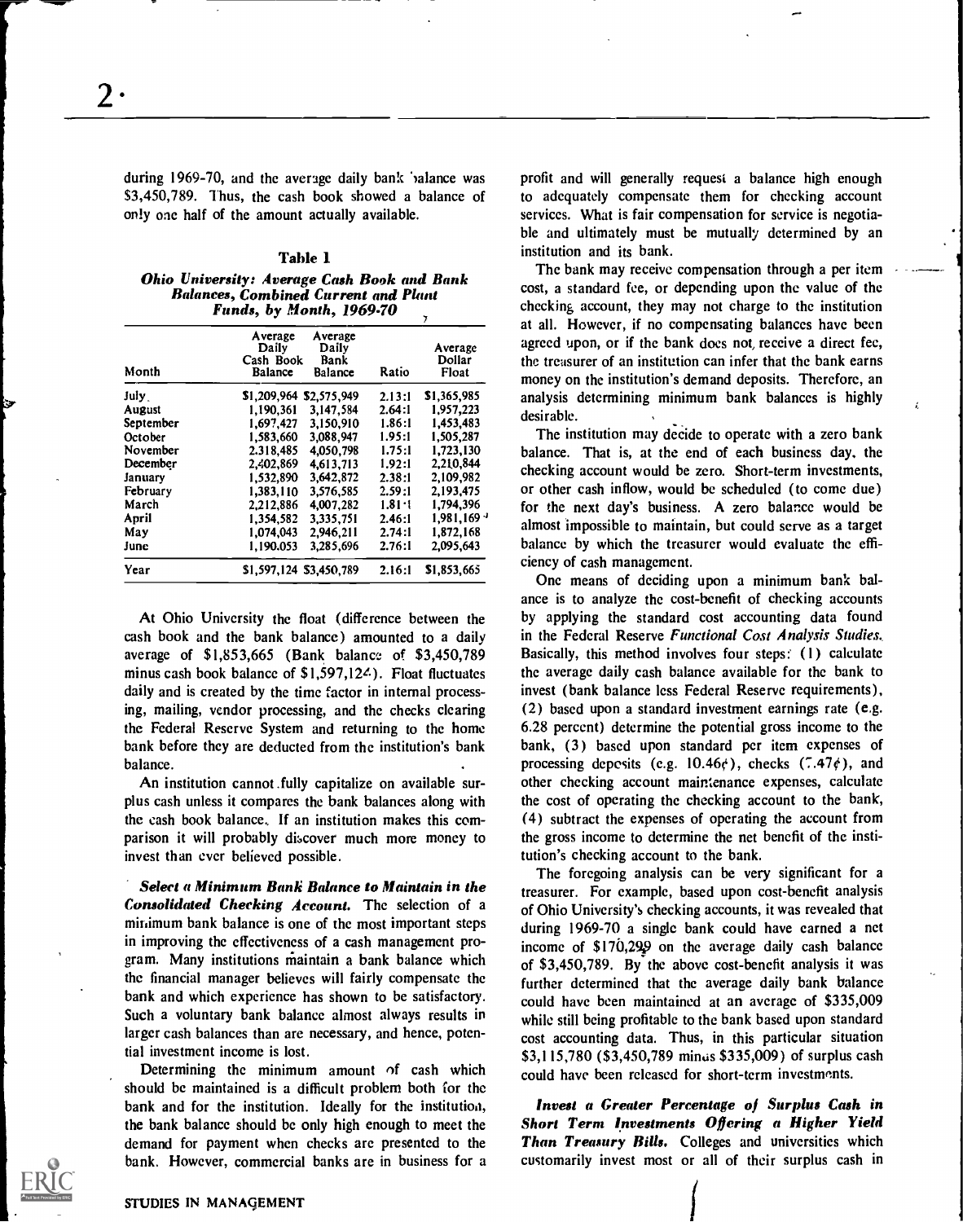during 1969-70, and the average daily bank balance was $3,450,789. Thus, the cash book showed a balance of only one half of the amount actually available.

**Table 1**

***Ohio University: Average Cash Book and Bank Balances, Combined Current and Plant Funds, by Month, 1969-70***

| Month | Average Daily Cash Book Balance | Average Daily Bank Balance | Ratio | Average Dollar Float |
|---|---|---|---|---|
| July | $1,209,964 | $2,575,949 | 2.13:1 | $1,365,985 |
| August | 1,190,361 | 3,147,584 | 2.64:1 | 1,957,223 |
| September | 1,697,427 | 3,150,910 | 1.86:1 | 1,453,483 |
| October | 1,583,660 | 3,088,947 | 1.95:1 | 1,505,287 |
| November | 2,318,485 | 4,050,798 | 1.75:1 | 1,723,130 |
| December | 2,402,869 | 4,613,713 | 1.92:1 | 2,210,844 |
| January | 1,532,890 | 3,642,872 | 2.38:1 | 2,109,982 |
| February | 1,383,110 | 3,576,585 | 2.59:1 | 2,193,475 |
| March | 2,212,886 | 4,007,282 | 1.81:1 | 1,794,396 |
| April | 1,354,582 | 3,335,751 | 2.46:1 | 1,981,169 |
| May | 1,074,043 | 2,946,211 | 2.74:1 | 1,872,168 |
| June | 1,190,053 | 3,285,696 | 2.76:1 | 2,095,643 |
| Year | $1,597,124 | $3,450,789 | 2.16:1 | $1,853,665 |

At Ohio University the float (difference between the cash book and the bank balance) amounted to a daily average of $1,853,665 (Bank balance of $3,450,789 minus cash book balance of $1,597,124). Float fluctuates daily and is created by the time factor in internal processing, mailing, vendor processing, and the checks clearing the Federal Reserve System and returning to the home bank before they are deducted from the institution's bank balance.

An institution cannot fully capitalize on available surplus cash unless it compares the bank balances along with the cash book balance. If an institution makes this comparison it will probably discover much more money to invest than ever believed possible.

***Select a Minimum Bank Balance to Maintain in the Consolidated Checking Account.*** The selection of a minimum bank balance is one of the most important steps in improving the effectiveness of a cash management program. Many institutions maintain a bank balance which the financial manager believes will fairly compensate the bank and which experience has shown to be satisfactory. Such a voluntary bank balance almost always results in larger cash balances than are necessary, and hence, potential investment income is lost.

Determining the minimum amount of cash which should be maintained is a difficult problem both for the bank and for the institution. Ideally for the institution, the bank balance should be only high enough to meet the demand for payment when checks are presented to the bank. However, commercial banks are in business for a profit and will generally request a balance high enough to adequately compensate them for checking account services. What is fair compensation for service is negotiable and ultimately must be mutually determined by an institution and its bank.

The bank may receive compensation through a per item cost, a standard fee, or depending upon the value of the checking account, they may not charge to the institution at all. However, if no compensating balances have been agreed upon, or if the bank does not receive a direct fee, the treasurer of an institution can infer that the bank earns money on the institution's demand deposits. Therefore, an analysis determining minimum bank balances is highly desirable.

The institution may decide to operate with a zero bank balance. That is, at the end of each business day, the checking account would be zero. Short-term investments, or other cash inflow, would be scheduled (to come due) for the next day's business. A zero balance would be almost impossible to maintain, but could serve as a target balance by which the treasurer would evaluate the efficiency of cash management.

One means of deciding upon a minimum bank balance is to analyze the cost-benefit of checking accounts by applying the standard cost accounting data found in the Federal Reserve *Functional Cost Analysis Studies.* Basically, this method involves four steps: (1) calculate the average daily cash balance available for the bank to invest (bank balance less Federal Reserve requirements), (2) based upon a standard investment earnings rate (e.g. 6.28 percent) determine the potential gross income to the bank, (3) based upon standard per item expenses of processing deposits (e.g. 10.46¢), checks (7.47¢), and other checking account maintenance expenses, calculate the cost of operating the checking account to the bank, (4) subtract the expenses of operating the account from the gross income to determine the net benefit of the institution's checking account to the bank.

The foregoing analysis can be very significant for a treasurer. For example, based upon cost-benefit analysis of Ohio University's checking accounts, it was revealed that during 1969-70 a single bank could have earned a net income of $170,299 on the average daily cash balance of $3,450,789. By the above cost-benefit analysis it was further determined that the average daily bank balance could have been maintained at an average of $335,009 while still being profitable to the bank based upon standard cost accounting data. Thus, in this particular situation $3,115,780 ($3,450,789 minus $335,009) of surplus cash could have been released for short-term investments.

***Invest a Greater Percentage of Surplus Cash in Short Term Investments Offering a Higher Yield Than Treasury Bills.*** Colleges and universities which customarily invest most or all of their surplus cash in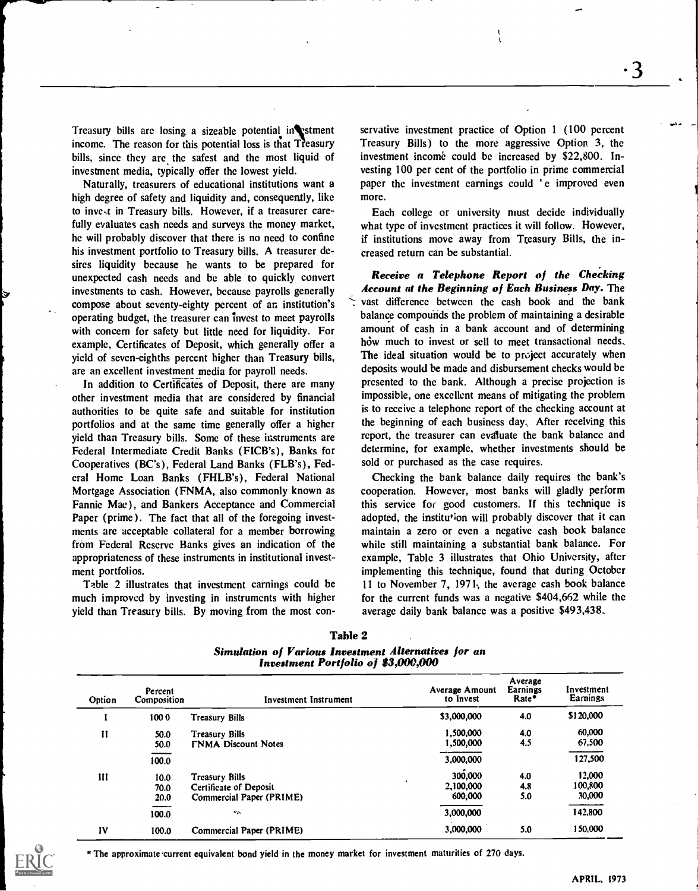Treasury bills are losing a sizeable potential investment income. The reason for this potential loss is that Treasury bills, since they are the safest and the most liquid of investment media, typically offer the lowest yield.

Naturally, treasurers of educational institutions want a high degree of safety and liquidity and, consequently, like to invest in Treasury bills. However, if a treasurer carefully evaluates cash needs and surveys the money market, he will probably discover that there is no need to confine his investment portfolio to Treasury bills. A treasurer desires liquidity because he wants to be prepared for unexpected cash needs and be able to quickly convert investments to cash. However, because payrolls generally compose about seventy-eighty percent of an institution's operating budget, the treasurer can invest to meet payrolls with concern for safety but little need for liquidity. For example, Certificates of Deposit, which generally offer a yield of seven-eighths percent higher than Treasury bills, are an excellent investment media for payroll needs.

In addition to Certificates of Deposit, there are many other investment media that are considered by financial authorities to be quite safe and suitable for institution portfolios and at the same time generally offer a higher yield than Treasury bills. Some of these instruments are Federal Intermediate Credit Banks (FICB's), Banks for Cooperatives (BC's), Federal Land Banks (FLB's), Federal Home Loan Banks (FHLB's), Federal National Mortgage Association (FNMA, also commonly known as Fannie Mae), and Bankers Acceptance and Commercial Paper (prime). The fact that all of the foregoing investments are acceptable collateral for a member borrowing from Federal Reserve Banks gives an indication of the appropriateness of these instruments in institutional investment portfolios.

Table 2 illustrates that investment earnings could be much improved by investing in instruments with higher yield than Treasury bills. By moving from the most conservative investment practice of Option 1 (100 percent Treasury Bills) to the more aggressive Option 3, the investment income could be increased by $22,800. Investing 100 per cent of the portfolio in prime commercial paper the investment earnings could be improved even more.

Each college or university must decide individually what type of investment practices it will follow. However, if institutions move away from Treasury Bills, the increased return can be substantial.

***Receive a Telephone Report of the Checking Account at the Beginning of Each Business Day.*** The vast difference between the cash book and the bank balance compounds the problem of maintaining a desirable amount of cash in a bank account and of determining how much to invest or sell to meet transactional needs. The ideal situation would be to project accurately when deposits would be made and disbursement checks would be presented to the bank. Although a precise projection is impossible, one excellent means of mitigating the problem is to receive a telephone report of the checking account at the beginning of each business day. After receiving this report, the treasurer can evaluate the bank balance and determine, for example, whether investments should be sold or purchased as the case requires.

Checking the bank balance daily requires the bank's cooperation. However, most banks will gladly perform this service for good customers. If this technique is adopted, the institution will probably discover that it can maintain a zero or even a negative cash book balance while still maintaining a substantial bank balance. For example, Table 3 illustrates that Ohio University, after implementing this technique, found that during October 11 to November 7, 1971, the average cash book balance for the current funds was a negative $404,662 while the average daily bank balance was a positive $493,438.

**Table 2**

***Simulation of Various Investment Alternatives for an Investment Portfolio of $3,000,000***

| Option | Percent Composition | Investment Instrument | Average Amount to Invest | Average Earnings Rate* | Investment Earnings |
|---|---|---|---|---|---|
| I | 100.0 | Treasury Bills | $3,000,000 | 4.0 | $120,000 |
| II | 50.0 | Treasury Bills | 1,500,000 | 4.0 | 60,000 |
| | 50.0 | FNMA Discount Notes | 1,500,000 | 4.5 | 67,500 |
| | 100.0 | | 3,000,000 | | 127,500 |
| III | 10.0 | Treasury Bills | 300,000 | 4.0 | 12,000 |
| | 70.0 | Certificate of Deposit | 2,100,000 | 4.8 | 100,800 |
| | 20.0 | Commercial Paper (PRIME) | 600,000 | 5.0 | 30,000 |
| | 100.0 | | 3,000,000 | | 142,800 |
| IV | 100.0 | Commercial Paper (PRIME) | 3,000,000 | 5.0 | 150,000 |

* The approximate current equivalent bond yield in the money market for investment maturities of 270 days.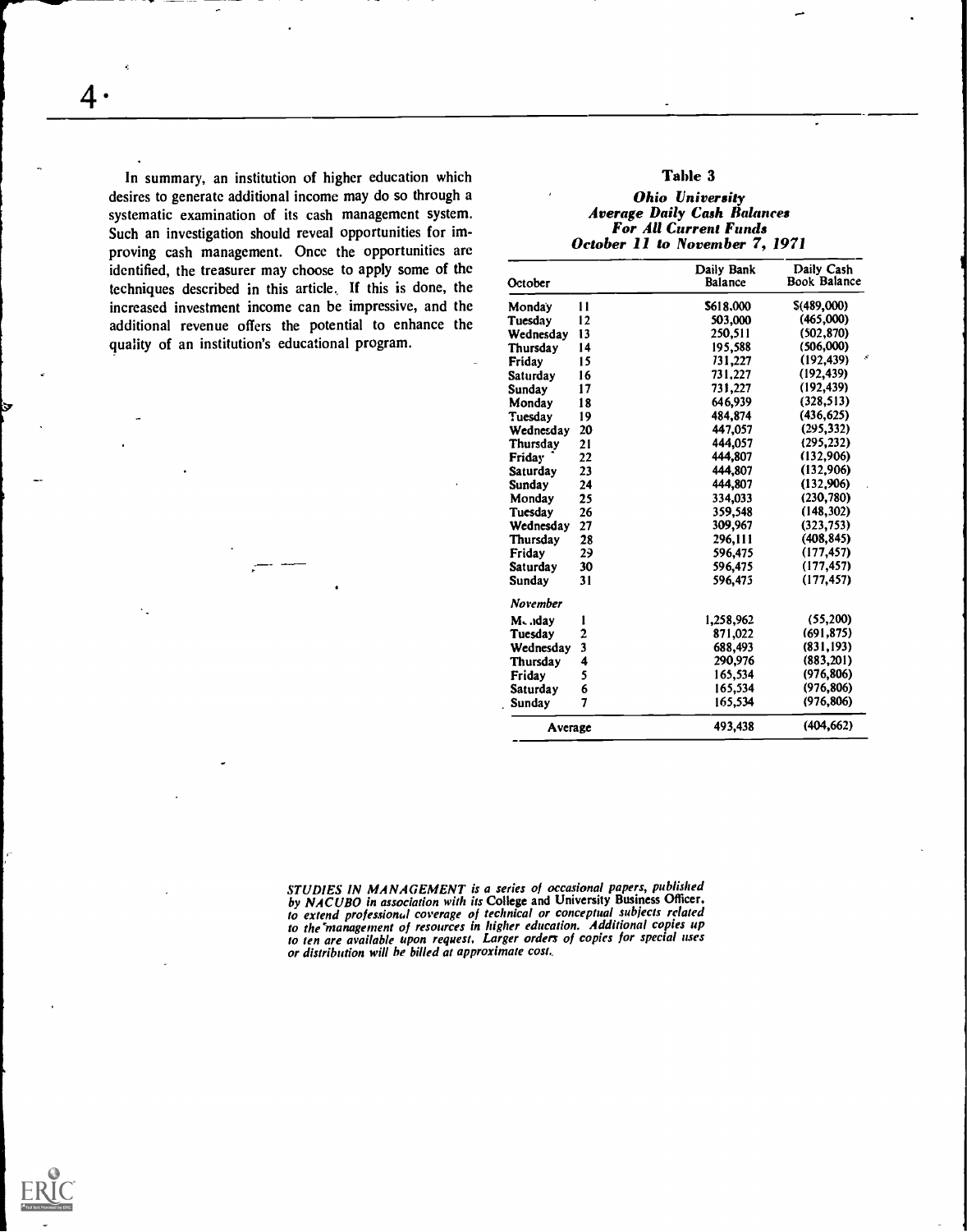In summary, an institution of higher education which desires to generate additional income may do so through a systematic examination of its cash management system. Such an investigation should reveal opportunities for improving cash management. Once the opportunities are identified, the treasurer may choose to apply some of the techniques described in this article. If this is done, the increased investment income can be impressive, and the additional revenue offers the potential to enhance the quality of an institution's educational program.

**Table 3**

***Ohio University***
***Average Daily Cash Balances***
***For All Current Funds***
***October 11 to November 7, 1971***

| October | | Daily Bank Balance | Daily Cash Book Balance |
|---|---|---|---|
| Monday | 11 | $618,000 | $(489,000) |
| Tuesday | 12 | 503,000 | (465,000) |
| Wednesday | 13 | 250,511 | (502,870) |
| Thursday | 14 | 195,588 | (506,000) |
| Friday | 15 | 731,227 | (192,439) |
| Saturday | 16 | 731,227 | (192,439) |
| Sunday | 17 | 731,227 | (192,439) |
| Monday | 18 | 646,939 | (328,513) |
| Tuesday | 19 | 484,874 | (436,625) |
| Wednesday | 20 | 447,057 | (295,332) |
| Thursday | 21 | 444,057 | (295,232) |
| Friday | 22 | 444,807 | (132,906) |
| Saturday | 23 | 444,807 | (132,906) |
| Sunday | 24 | 444,807 | (132,906) |
| Monday | 25 | 334,033 | (230,780) |
| Tuesday | 26 | 359,548 | (148,302) |
| Wednesday | 27 | 309,967 | (323,753) |
| Thursday | 28 | 296,111 | (408,845) |
| Friday | 29 | 596,475 | (177,457) |
| Saturday | 30 | 596,475 | (177,457) |
| Sunday | 31 | 596,475 | (177,457) |
| *November* | | | |
| Monday | 1 | 1,258,962 | (55,200) |
| Tuesday | 2 | 871,022 | (691,875) |
| Wednesday | 3 | 688,493 | (831,193) |
| Thursday | 4 | 290,976 | (883,201) |
| Friday | 5 | 165,534 | (976,806) |
| Saturday | 6 | 165,534 | (976,806) |
| Sunday | 7 | 165,534 | (976,806) |
| Average | | 493,438 | (404,662) |

*STUDIES IN MANAGEMENT is a series of occasional papers, published by NACUBO in association with its College and University Business Officer, to extend professional coverage of technical or conceptual subjects related to the management of resources in higher education. Additional copies up to ten are available upon request. Larger orders of copies for special uses or distribution will be billed at approximate cost.*